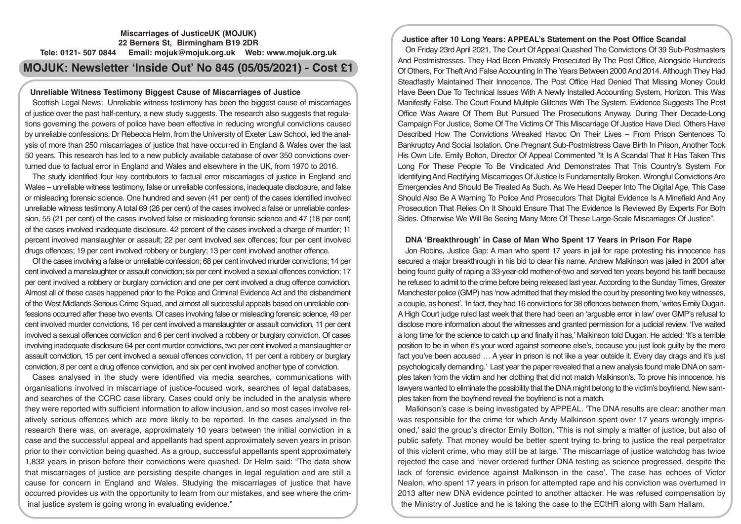**Miscarriages of JusticeUK (MOJUK)**
**22 Berners St, Birmingham B19 2DR**
**Tele: 0121- 507 0844 Email: mojuk@mojuk.org.uk Web: www.mojuk.org.uk**

# MOJUK: Newsletter 'Inside Out' No 845 (05/05/2021) - Cost £1

## Unreliable Witness Testimony Biggest Cause of Miscarriages of Justice

Scottish Legal News: Unreliable witness testimony has been the biggest cause of miscarriages of justice over the past half-century, a new study suggests. The research also suggests that regulations governing the powers of police have been effective in reducing wrongful convictions caused by unreliable confessions. Dr Rebecca Helm, from the University of Exeter Law School, led the analysis of more than 250 miscarriages of justice that have occurred in England & Wales over the last 50 years. This research has led to a new publicly available database of over 350 convictions overturned due to factual error in England and Wales and elsewhere in the UK, from 1970 to 2016.

The study identified four key contributors to factual error miscarriages of justice in England and Wales – unreliable witness testimony, false or unreliable confessions, inadequate disclosure, and false or misleading forensic science. One hundred and seven (41 per cent) of the cases identified involved unreliable witness testimony A total 69 (26 per cent) of the cases involved a false or unreliable confession, 55 (21 per cent) of the cases involved false or misleading forensic science and 47 (18 per cent) of the cases involved inadequate disclosure. 42 percent of the cases involved a charge of murder; 11 percent involved manslaughter or assault; 22 per cent involved sex offences; four per cent involved drugs offences; 19 per cent involved robbery or burglary; 13 per cent involved another offence.

Of the cases involving a false or unreliable confession; 68 per cent involved murder convictions; 14 per cent involved a manslaughter or assault conviction; six per cent involved a sexual offences conviction; 17 per cent involved a robbery or burglary conviction and one per cent involved a drug offence conviction. Almost all of these cases happened prior to the Police and Criminal Evidence Act and the disbandment of the West Midlands Serious Crime Squad, and almost all successful appeals based on unreliable confessions occurred after these two events. Of cases involving false or misleading forensic science, 49 per cent involved murder convictions, 16 per cent involved a manslaughter or assault conviction, 11 per cent involved a sexual offences conviction and 6 per cent involved a robbery or burglary conviction. Of cases involving inadequate disclosure 64 per cent murder convictions, two per cent involved a manslaughter or assault conviction, 15 per cent involved a sexual offences conviction, 11 per cent a robbery or burglary conviction, 8 per cent a drug offence conviction, and six per cent involved another type of conviction.

Cases analysed in the study were identified via media searches, communications with organisations involved in miscarriage of justice-focused work, searches of legal databases, and searches of the CCRC case library. Cases could only be included in the analysis where they were reported with sufficient information to allow inclusion, and so most cases involve relatively serious offences which are more likely to be reported. In the cases analysed in the research there was, on average, approximately 10 years between the initial conviction in a case and the successful appeal and appellants had spent approximately seven years in prison prior to their conviction being quashed. As a group, successful appellants spent approximately 1,832 years in prison before their convictions were quashed. Dr Helm said: "The data show that miscarriages of justice are persisting despite changes in legal regulation and are still a cause for concern in England and Wales. Studying the miscarriages of justice that have occurred provides us with the opportunity to learn from our mistakes, and see where the criminal justice system is going wrong in evaluating evidence."

## Justice after 10 Long Years: APPEAL's Statement on the Post Office Scandal

On Friday 23rd April 2021, The Court Of Appeal Quashed The Convictions Of 39 Sub-Postmasters And Postmistresses. They Had Been Privately Prosecuted By The Post Office, Alongside Hundreds Of Others, For Theft And False Accounting In The Years Between 2000 And 2014. Although They Had Steadfastly Maintained Their Innocence, The Post Office Had Denied That Missing Money Could Have Been Due To Technical Issues With A Newly Installed Accounting System, Horizon. This Was Manifestly False. The Court Found Multiple Glitches With The System. Evidence Suggests The Post Office Was Aware Of Them But Pursued The Prosecutions Anyway. During Their Decade-Long Campaign For Justice, Some Of The Victims Of This Miscarriage Of Justice Have Died. Others Have Described How The Convictions Wreaked Havoc On Their Lives – From Prison Sentences To Bankruptcy And Social Isolation. One Pregnant Sub-Postmistress Gave Birth In Prison, Another Took His Own Life. Emily Bolton, Director Of Appeal Commented "It Is A Scandal That It Has Taken This Long For These People To Be Vindicated And Demonstrates That This Country's System For Identifying And Rectifying Miscarriages Of Justice Is Fundamentally Broken. Wrongful Convictions Are Emergencies And Should Be Treated As Such. As We Head Deeper Into The Digital Age, This Case Should Also Be A Warning To Police And Prosecutors That Digital Evidence Is A Minefield And Any Prosecution That Relies On It Should Ensure That The Evidence Is Reviewed By Experts For Both Sides. Otherwise We Will Be Seeing Many More Of These Large-Scale Miscarriages Of Justice".

## DNA 'Breakthrough' in Case of Man Who Spent 17 Years in Prison For Rape

Jon Robins, Justice Gap: A man who spent 17 years in jail for rape protesting his innocence has secured a major breakthrough in his bid to clear his name. Andrew Malkinson was jailed in 2004 after being found guilty of raping a 33-year-old mother-of-two and served ten years beyond his tariff because he refused to admit to the crime before being released last year. According to the Sunday Times, Greater Manchester police (GMP) has 'now admitted that they misled the court by presenting two key witnesses, a couple, as honest'. 'In fact, they had 16 convictions for 38 offences between them,' writes Emily Dugan. A High Court judge ruled last week that there had been an 'arguable error in law' over GMP's refusal to disclose more information about the witnesses and granted permission for a judicial review. 'I've waited a long time for the science to catch up and finally it has,' Malkinson told Dugan. He added: 'It's a terrible position to be in when it's your word against someone else's, because you just look guilty by the mere fact you've been accused … A year in prison is not like a year outside it. Every day drags and it's just psychologically demanding.' Last year the paper revealed that a new analysis found male DNA on samples taken from the victim and her clothing that did not match Malkinson's. To prove his innocence, his lawyers wanted to eliminate the possibility that the DNA might belong to the victim's boyfriend. New samples taken from the boyfriend reveal the boyfriend is not a match.

Malkinson's case is being investigated by APPEAL. 'The DNA results are clear: another man was responsible for the crime for which Andy Malkinson spent over 17 years wrongly imprisoned,' said the group's director Emily Bolton. 'This is not simply a matter of justice, but also of public safety. That money would be better spent trying to bring to justice the real perpetrator of this violent crime, who may still be at large.' The miscarriage of justice watchdog has twice rejected the case and 'never ordered further DNA testing as science progressed, despite the lack of forensic evidence against Malkinson in the case'. The case has echoes of Victor Nealon, who spent 17 years in prison for attempted rape and his conviction was overturned in 2013 after new DNA evidence pointed to another attacker. He was refused compensation by the Ministry of Justice and he is taking the case to the ECtHR along with Sam Hallam.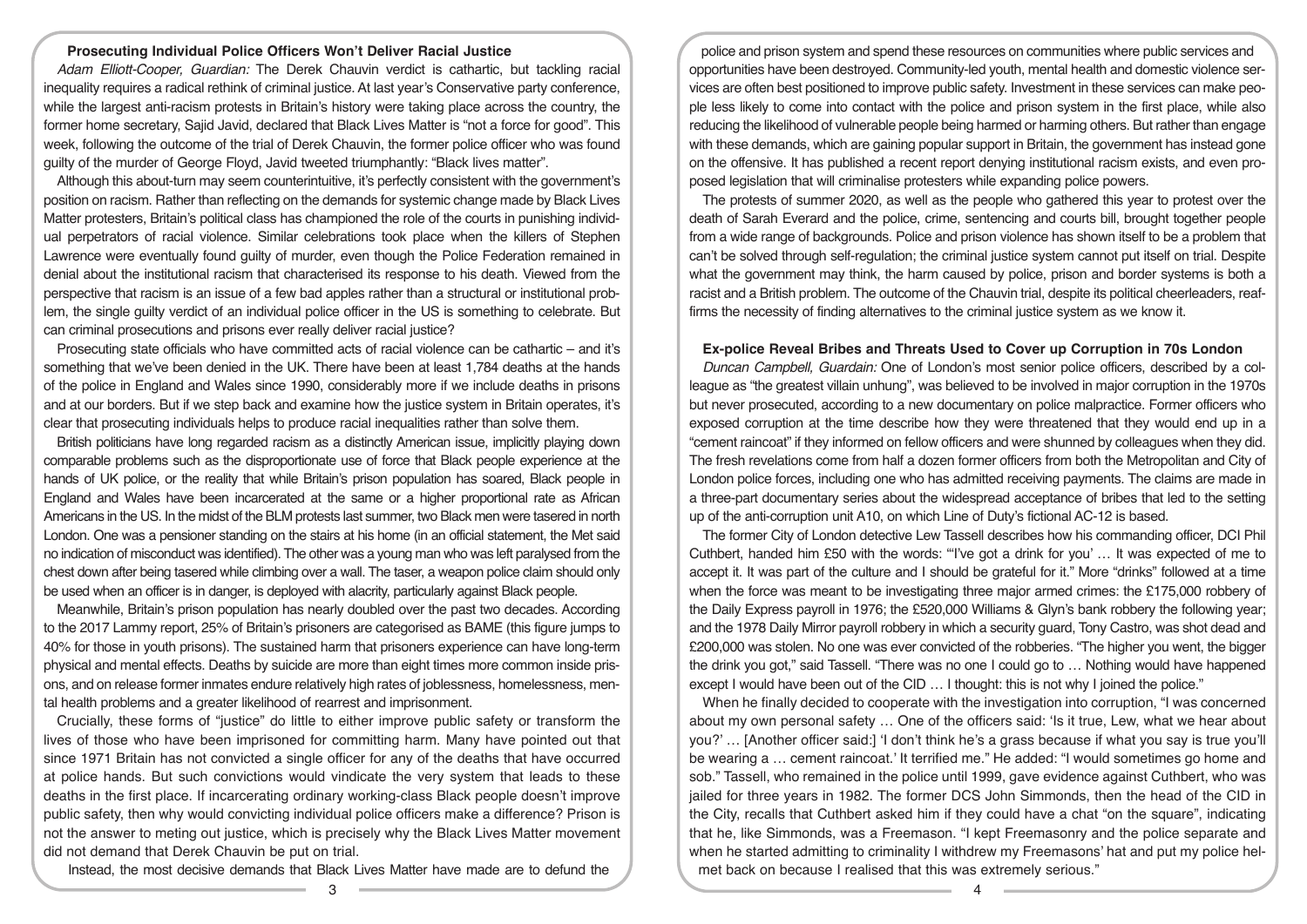## Prosecuting Individual Police Officers Won't Deliver Racial Justice

*Adam Elliott-Cooper, Guardian:* The Derek Chauvin verdict is cathartic, but tackling racial inequality requires a radical rethink of criminal justice. At last year's Conservative party conference, while the largest anti-racism protests in Britain's history were taking place across the country, the former home secretary, Sajid Javid, declared that Black Lives Matter is "not a force for good". This week, following the outcome of the trial of Derek Chauvin, the former police officer who was found guilty of the murder of George Floyd, Javid tweeted triumphantly: "Black lives matter".

Although this about-turn may seem counterintuitive, it's perfectly consistent with the government's position on racism. Rather than reflecting on the demands for systemic change made by Black Lives Matter protesters, Britain's political class has championed the role of the courts in punishing individual perpetrators of racial violence. Similar celebrations took place when the killers of Stephen Lawrence were eventually found guilty of murder, even though the Police Federation remained in denial about the institutional racism that characterised its response to his death. Viewed from the perspective that racism is an issue of a few bad apples rather than a structural or institutional problem, the single guilty verdict of an individual police officer in the US is something to celebrate. But can criminal prosecutions and prisons ever really deliver racial justice?

Prosecuting state officials who have committed acts of racial violence can be cathartic – and it's something that we've been denied in the UK. There have been at least 1,784 deaths at the hands of the police in England and Wales since 1990, considerably more if we include deaths in prisons and at our borders. But if we step back and examine how the justice system in Britain operates, it's clear that prosecuting individuals helps to produce racial inequalities rather than solve them.

British politicians have long regarded racism as a distinctly American issue, implicitly playing down comparable problems such as the disproportionate use of force that Black people experience at the hands of UK police, or the reality that while Britain's prison population has soared, Black people in England and Wales have been incarcerated at the same or a higher proportional rate as African Americans in the US. In the midst of the BLM protests last summer, two Black men were tasered in north London. One was a pensioner standing on the stairs at his home (in an official statement, the Met said no indication of misconduct was identified). The other was a young man who was left paralysed from the chest down after being tasered while climbing over a wall. The taser, a weapon police claim should only be used when an officer is in danger, is deployed with alacrity, particularly against Black people.

Meanwhile, Britain's prison population has nearly doubled over the past two decades. According to the 2017 Lammy report, 25% of Britain's prisoners are categorised as BAME (this figure jumps to 40% for those in youth prisons). The sustained harm that prisoners experience can have long-term physical and mental effects. Deaths by suicide are more than eight times more common inside prisons, and on release former inmates endure relatively high rates of joblessness, homelessness, mental health problems and a greater likelihood of rearrest and imprisonment.

Crucially, these forms of "justice" do little to either improve public safety or transform the lives of those who have been imprisoned for committing harm. Many have pointed out that since 1971 Britain has not convicted a single officer for any of the deaths that have occurred at police hands. But such convictions would vindicate the very system that leads to these deaths in the first place. If incarcerating ordinary working-class Black people doesn't improve public safety, then why would convicting individual police officers make a difference? Prison is not the answer to meting out justice, which is precisely why the Black Lives Matter movement did not demand that Derek Chauvin be put on trial.

Instead, the most decisive demands that Black Lives Matter have made are to defund the police and prison system and spend these resources on communities where public services and opportunities have been destroyed. Community-led youth, mental health and domestic violence services are often best positioned to improve public safety. Investment in these services can make people less likely to come into contact with the police and prison system in the first place, while also reducing the likelihood of vulnerable people being harmed or harming others. But rather than engage with these demands, which are gaining popular support in Britain, the government has instead gone on the offensive. It has published a recent report denying institutional racism exists, and even proposed legislation that will criminalise protesters while expanding police powers.

The protests of summer 2020, as well as the people who gathered this year to protest over the death of Sarah Everard and the police, crime, sentencing and courts bill, brought together people from a wide range of backgrounds. Police and prison violence has shown itself to be a problem that can't be solved through self-regulation; the criminal justice system cannot put itself on trial. Despite what the government may think, the harm caused by police, prison and border systems is both a racist and a British problem. The outcome of the Chauvin trial, despite its political cheerleaders, reaffirms the necessity of finding alternatives to the criminal justice system as we know it.

## Ex-police Reveal Bribes and Threats Used to Cover up Corruption in 70s London

*Duncan Campbell, Guardian:* One of London's most senior police officers, described by a colleague as "the greatest villain unhung", was believed to be involved in major corruption in the 1970s but never prosecuted, according to a new documentary on police malpractice. Former officers who exposed corruption at the time describe how they were threatened that they would end up in a "cement raincoat" if they informed on fellow officers and were shunned by colleagues when they did. The fresh revelations come from half a dozen former officers from both the Metropolitan and City of London police forces, including one who has admitted receiving payments. The claims are made in a three-part documentary series about the widespread acceptance of bribes that led to the setting up of the anti-corruption unit A10, on which Line of Duty's fictional AC-12 is based.

The former City of London detective Lew Tassell describes how his commanding officer, DCI Phil Cuthbert, handed him £50 with the words: "'I've got a drink for you' … It was expected of me to accept it. It was part of the culture and I should be grateful for it." More "drinks" followed at a time when the force was meant to be investigating three major armed crimes: the £175,000 robbery of the Daily Express payroll in 1976; the £520,000 Williams & Glyn's bank robbery the following year; and the 1978 Daily Mirror payroll robbery in which a security guard, Tony Castro, was shot dead and £200,000 was stolen. No one was ever convicted of the robberies. "The higher you went, the bigger the drink you got," said Tassell. "There was no one I could go to … Nothing would have happened except I would have been out of the CID … I thought: this is not why I joined the police."

When he finally decided to cooperate with the investigation into corruption, "I was concerned about my own personal safety … One of the officers said: 'Is it true, Lew, what we hear about you?' … [Another officer said:] 'I don't think he's a grass because if what you say is true you'll be wearing a … cement raincoat.' It terrified me." He added: "I would sometimes go home and sob." Tassell, who remained in the police until 1999, gave evidence against Cuthbert, who was jailed for three years in 1982. The former DCS John Simmonds, then the head of the CID in the City, recalls that Cuthbert asked him if they could have a chat "on the square", indicating that he, like Simmonds, was a Freemason. "I kept Freemasonry and the police separate and when he started admitting to criminality I withdrew my Freemasons' hat and put my police helmet back on because I realised that this was extremely serious."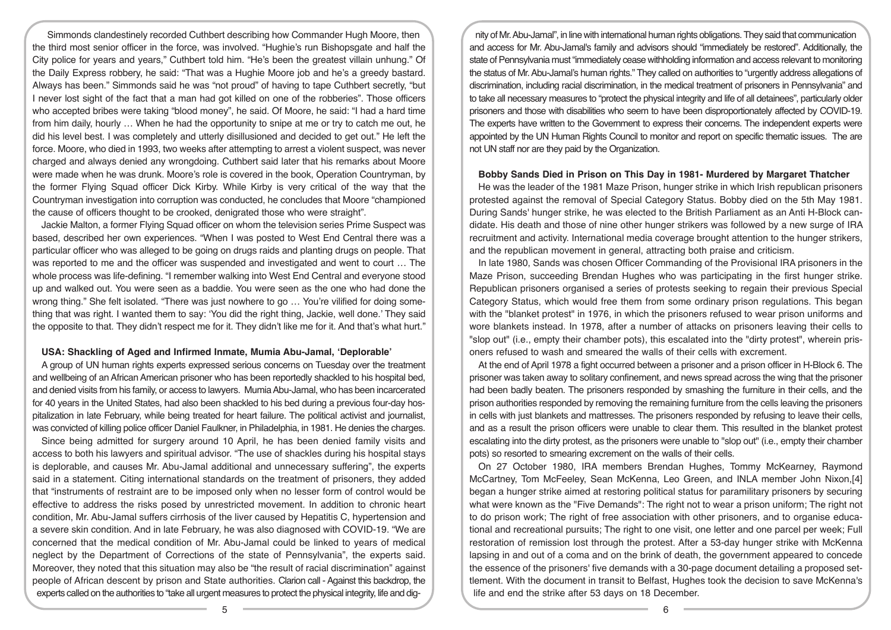Simmonds clandestinely recorded Cuthbert describing how Commander Hugh Moore, then the third most senior officer in the force, was involved. "Hughie's run Bishopsgate and half the City police for years and years," Cuthbert told him. "He's been the greatest villain unhung." Of the Daily Express robbery, he said: "That was a Hughie Moore job and he's a greedy bastard. Always has been." Simmonds said he was "not proud" of having to tape Cuthbert secretly, "but I never lost sight of the fact that a man had got killed on one of the robberies". Those officers who accepted bribes were taking "blood money", he said. Of Moore, he said: "I had a hard time from him daily, hourly … When he had the opportunity to snipe at me or try to catch me out, he did his level best. I was completely and utterly disillusioned and decided to get out." He left the force. Moore, who died in 1993, two weeks after attempting to arrest a violent suspect, was never charged and always denied any wrongdoing. Cuthbert said later that his remarks about Moore were made when he was drunk. Moore's role is covered in the book, Operation Countryman, by the former Flying Squad officer Dick Kirby. While Kirby is very critical of the way that the Countryman investigation into corruption was conducted, he concludes that Moore "championed the cause of officers thought to be crooked, denigrated those who were straight".

Jackie Malton, a former Flying Squad officer on whom the television series Prime Suspect was based, described her own experiences. "When I was posted to West End Central there was a particular officer who was alleged to be going on drugs raids and planting drugs on people. That was reported to me and the officer was suspended and investigated and went to court … The whole process was life-defining. "I remember walking into West End Central and everyone stood up and walked out. You were seen as a baddie. You were seen as the one who had done the wrong thing." She felt isolated. "There was just nowhere to go … You're vilified for doing something that was right. I wanted them to say: 'You did the right thing, Jackie, well done.' They said the opposite to that. They didn't respect me for it. They didn't like me for it. And that's what hurt."

**USA: Shackling of Aged and Infirmed Inmate, Mumia Abu-Jamal, 'Deplorable'**

A group of UN human rights experts expressed serious concerns on Tuesday over the treatment and wellbeing of an African American prisoner who has been reportedly shackled to his hospital bed, and denied visits from his family, or access to lawyers. Mumia Abu-Jamal, who has been incarcerated for 40 years in the United States, had also been shackled to his bed during a previous four-day hospitalization in late February, while being treated for heart failure. The political activist and journalist, was convicted of killing police officer Daniel Faulkner, in Philadelphia, in 1981. He denies the charges.

Since being admitted for surgery around 10 April, he has been denied family visits and access to both his lawyers and spiritual advisor. "The use of shackles during his hospital stays is deplorable, and causes Mr. Abu-Jamal additional and unnecessary suffering", the experts said in a statement. Citing international standards on the treatment of prisoners, they added that "instruments of restraint are to be imposed only when no lesser form of control would be effective to address the risks posed by unrestricted movement. In addition to chronic heart condition, Mr. Abu-Jamal suffers cirrhosis of the liver caused by Hepatitis C, hypertension and a severe skin condition. And in late February, he was also diagnosed with COVID-19. "We are concerned that the medical condition of Mr. Abu-Jamal could be linked to years of medical neglect by the Department of Corrections of the state of Pennsylvania", the experts said. Moreover, they noted that this situation may also be "the result of racial discrimination" against people of African descent by prison and State authorities. Clarion call - Against this backdrop, the experts called on the authorities to "take all urgent measures to protect the physical integrity, life and dignity of Mr. Abu-Jamal", in line with international human rights obligations. They said that communication and access for Mr. Abu-Jamal's family and advisors should "immediately be restored". Additionally, the state of Pennsylvania must "immediately cease withholding information and access relevant to monitoring the status of Mr. Abu-Jamal's human rights." They called on authorities to "urgently address allegations of discrimination, including racial discrimination, in the medical treatment of prisoners in Pennsylvania" and to take all necessary measures to "protect the physical integrity and life of all detainees", particularly older prisoners and those with disabilities who seem to have been disproportionately affected by COVID-19. The experts have written to the Government to express their concerns. The independent experts were appointed by the UN Human Rights Council to monitor and report on specific thematic issues. The are not UN staff nor are they paid by the Organization.

**Bobby Sands Died in Prison on This Day in 1981- Murdered by Margaret Thatcher**

He was the leader of the 1981 Maze Prison, hunger strike in which Irish republican prisoners protested against the removal of Special Category Status. Bobby died on the 5th May 1981. During Sands' hunger strike, he was elected to the British Parliament as an Anti H-Block candidate. His death and those of nine other hunger strikers was followed by a new surge of IRA recruitment and activity. International media coverage brought attention to the hunger strikers, and the republican movement in general, attracting both praise and criticism.

In late 1980, Sands was chosen Officer Commanding of the Provisional IRA prisoners in the Maze Prison, succeeding Brendan Hughes who was participating in the first hunger strike. Republican prisoners organised a series of protests seeking to regain their previous Special Category Status, which would free them from some ordinary prison regulations. This began with the "blanket protest" in 1976, in which the prisoners refused to wear prison uniforms and wore blankets instead. In 1978, after a number of attacks on prisoners leaving their cells to "slop out" (i.e., empty their chamber pots), this escalated into the "dirty protest", wherein prisoners refused to wash and smeared the walls of their cells with excrement.

At the end of April 1978 a fight occurred between a prisoner and a prison officer in H-Block 6. The prisoner was taken away to solitary confinement, and news spread across the wing that the prisoner had been badly beaten. The prisoners responded by smashing the furniture in their cells, and the prison authorities responded by removing the remaining furniture from the cells leaving the prisoners in cells with just blankets and mattresses. The prisoners responded by refusing to leave their cells, and as a result the prison officers were unable to clear them. This resulted in the blanket protest escalating into the dirty protest, as the prisoners were unable to "slop out" (i.e., empty their chamber pots) so resorted to smearing excrement on the walls of their cells.

On 27 October 1980, IRA members Brendan Hughes, Tommy McKearney, Raymond McCartney, Tom McFeeley, Sean McKenna, Leo Green, and INLA member John Nixon,[4] began a hunger strike aimed at restoring political status for paramilitary prisoners by securing what were known as the "Five Demands": The right not to wear a prison uniform; The right not to do prison work; The right of free association with other prisoners, and to organise educational and recreational pursuits; The right to one visit, one letter and one parcel per week; Full restoration of remission lost through the protest. After a 53-day hunger strike with McKenna lapsing in and out of a coma and on the brink of death, the government appeared to concede the essence of the prisoners' five demands with a 30-page document detailing a proposed settlement. With the document in transit to Belfast, Hughes took the decision to save McKenna's life and end the strike after 53 days on 18 December.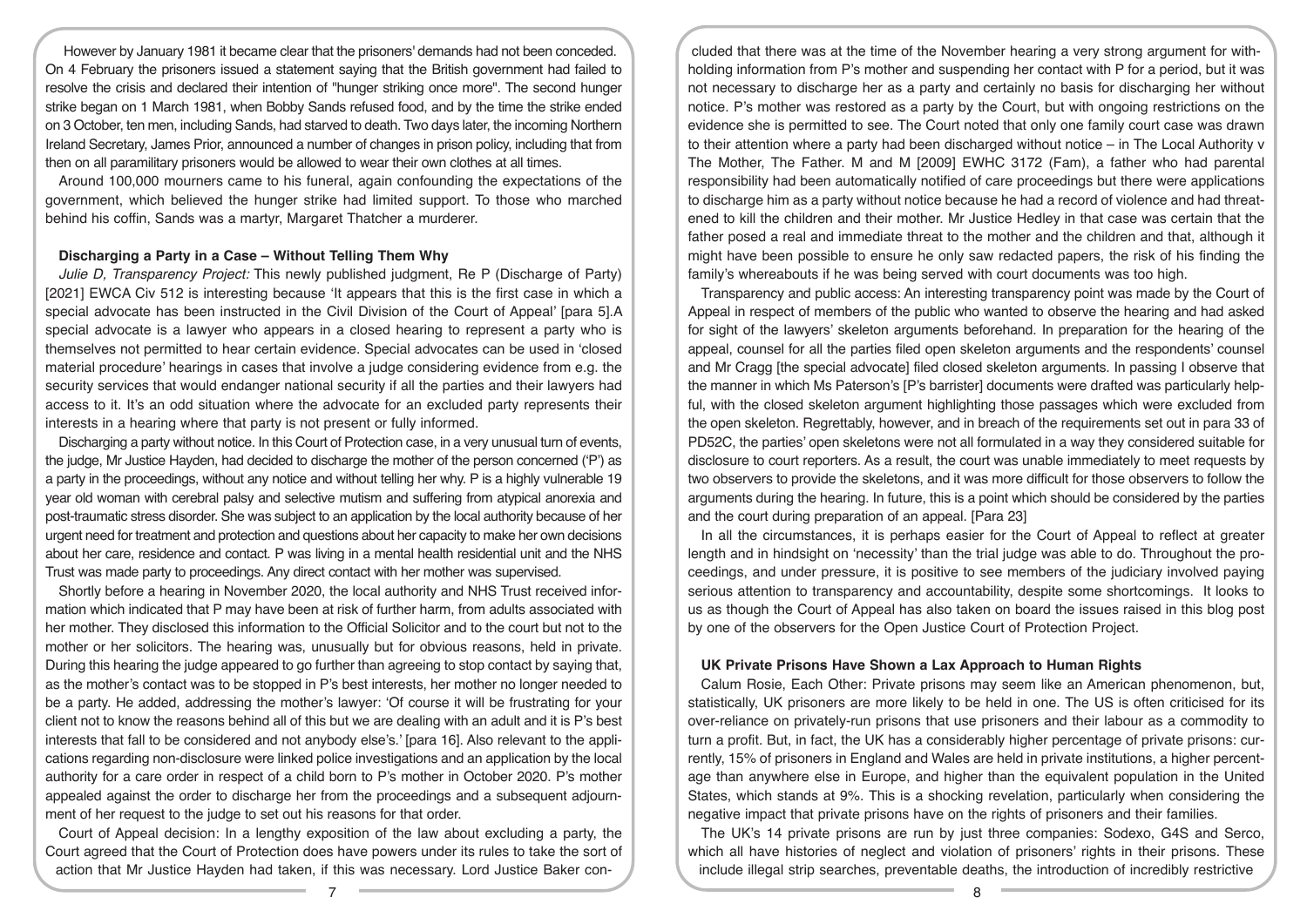However by January 1981 it became clear that the prisoners' demands had not been conceded. On 4 February the prisoners issued a statement saying that the British government had failed to resolve the crisis and declared their intention of "hunger striking once more". The second hunger strike began on 1 March 1981, when Bobby Sands refused food, and by the time the strike ended on 3 October, ten men, including Sands, had starved to death. Two days later, the incoming Northern Ireland Secretary, James Prior, announced a number of changes in prison policy, including that from then on all paramilitary prisoners would be allowed to wear their own clothes at all times.

Around 100,000 mourners came to his funeral, again confounding the expectations of the government, which believed the hunger strike had limited support. To those who marched behind his coffin, Sands was a martyr, Margaret Thatcher a murderer.

### Discharging a Party in a Case – Without Telling Them Why

*Julie D, Transparency Project:* This newly published judgment, Re P (Discharge of Party) [2021] EWCA Civ 512 is interesting because 'It appears that this is the first case in which a special advocate has been instructed in the Civil Division of the Court of Appeal' [para 5].A special advocate is a lawyer who appears in a closed hearing to represent a party who is themselves not permitted to hear certain evidence. Special advocates can be used in 'closed material procedure' hearings in cases that involve a judge considering evidence from e.g. the security services that would endanger national security if all the parties and their lawyers had access to it. It's an odd situation where the advocate for an excluded party represents their interests in a hearing where that party is not present or fully informed.

Discharging a party without notice. In this Court of Protection case, in a very unusual turn of events, the judge, Mr Justice Hayden, had decided to discharge the mother of the person concerned ('P') as a party in the proceedings, without any notice and without telling her why. P is a highly vulnerable 19 year old woman with cerebral palsy and selective mutism and suffering from atypical anorexia and post-traumatic stress disorder. She was subject to an application by the local authority because of her urgent need for treatment and protection and questions about her capacity to make her own decisions about her care, residence and contact. P was living in a mental health residential unit and the NHS Trust was made party to proceedings. Any direct contact with her mother was supervised.

Shortly before a hearing in November 2020, the local authority and NHS Trust received information which indicated that P may have been at risk of further harm, from adults associated with her mother. They disclosed this information to the Official Solicitor and to the court but not to the mother or her solicitors. The hearing was, unusually but for obvious reasons, held in private. During this hearing the judge appeared to go further than agreeing to stop contact by saying that, as the mother's contact was to be stopped in P's best interests, her mother no longer needed to be a party. He added, addressing the mother's lawyer: 'Of course it will be frustrating for your client not to know the reasons behind all of this but we are dealing with an adult and it is P's best interests that fall to be considered and not anybody else's.' [para 16]. Also relevant to the applications regarding non-disclosure were linked police investigations and an application by the local authority for a care order in respect of a child born to P's mother in October 2020. P's mother appealed against the order to discharge her from the proceedings and a subsequent adjournment of her request to the judge to set out his reasons for that order.

Court of Appeal decision: In a lengthy exposition of the law about excluding a party, the Court agreed that the Court of Protection does have powers under its rules to take the sort of action that Mr Justice Hayden had taken, if this was necessary. Lord Justice Baker concluded that there was at the time of the November hearing a very strong argument for withholding information from P's mother and suspending her contact with P for a period, but it was not necessary to discharge her as a party and certainly no basis for discharging her without notice. P's mother was restored as a party by the Court, but with ongoing restrictions on the evidence she is permitted to see. The Court noted that only one family court case was drawn to their attention where a party had been discharged without notice – in The Local Authority v The Mother, The Father. M and M [2009] EWHC 3172 (Fam), a father who had parental responsibility had been automatically notified of care proceedings but there were applications to discharge him as a party without notice because he had a record of violence and had threatened to kill the children and their mother. Mr Justice Hedley in that case was certain that the father posed a real and immediate threat to the mother and the children and that, although it might have been possible to ensure he only saw redacted papers, the risk of his finding the family's whereabouts if he was being served with court documents was too high.

Transparency and public access: An interesting transparency point was made by the Court of Appeal in respect of members of the public who wanted to observe the hearing and had asked for sight of the lawyers' skeleton arguments beforehand. In preparation for the hearing of the appeal, counsel for all the parties filed open skeleton arguments and the respondents' counsel and Mr Cragg [the special advocate] filed closed skeleton arguments. In passing I observe that the manner in which Ms Paterson's [P's barrister] documents were drafted was particularly helpful, with the closed skeleton argument highlighting those passages which were excluded from the open skeleton. Regrettably, however, and in breach of the requirements set out in para 33 of PD52C, the parties' open skeletons were not all formulated in a way they considered suitable for disclosure to court reporters. As a result, the court was unable immediately to meet requests by two observers to provide the skeletons, and it was more difficult for those observers to follow the arguments during the hearing. In future, this is a point which should be considered by the parties and the court during preparation of an appeal. [Para 23]

In all the circumstances, it is perhaps easier for the Court of Appeal to reflect at greater length and in hindsight on 'necessity' than the trial judge was able to do. Throughout the proceedings, and under pressure, it is positive to see members of the judiciary involved paying serious attention to transparency and accountability, despite some shortcomings. It looks to us as though the Court of Appeal has also taken on board the issues raised in this blog post by one of the observers for the Open Justice Court of Protection Project.

### UK Private Prisons Have Shown a Lax Approach to Human Rights

Calum Rosie, Each Other: Private prisons may seem like an American phenomenon, but, statistically, UK prisoners are more likely to be held in one. The US is often criticised for its over-reliance on privately-run prisons that use prisoners and their labour as a commodity to turn a profit. But, in fact, the UK has a considerably higher percentage of private prisons: currently, 15% of prisoners in England and Wales are held in private institutions, a higher percentage than anywhere else in Europe, and higher than the equivalent population in the United States, which stands at 9%. This is a shocking revelation, particularly when considering the negative impact that private prisons have on the rights of prisoners and their families.

The UK's 14 private prisons are run by just three companies: Sodexo, G4S and Serco, which all have histories of neglect and violation of prisoners' rights in their prisons. These include illegal strip searches, preventable deaths, the introduction of incredibly restrictive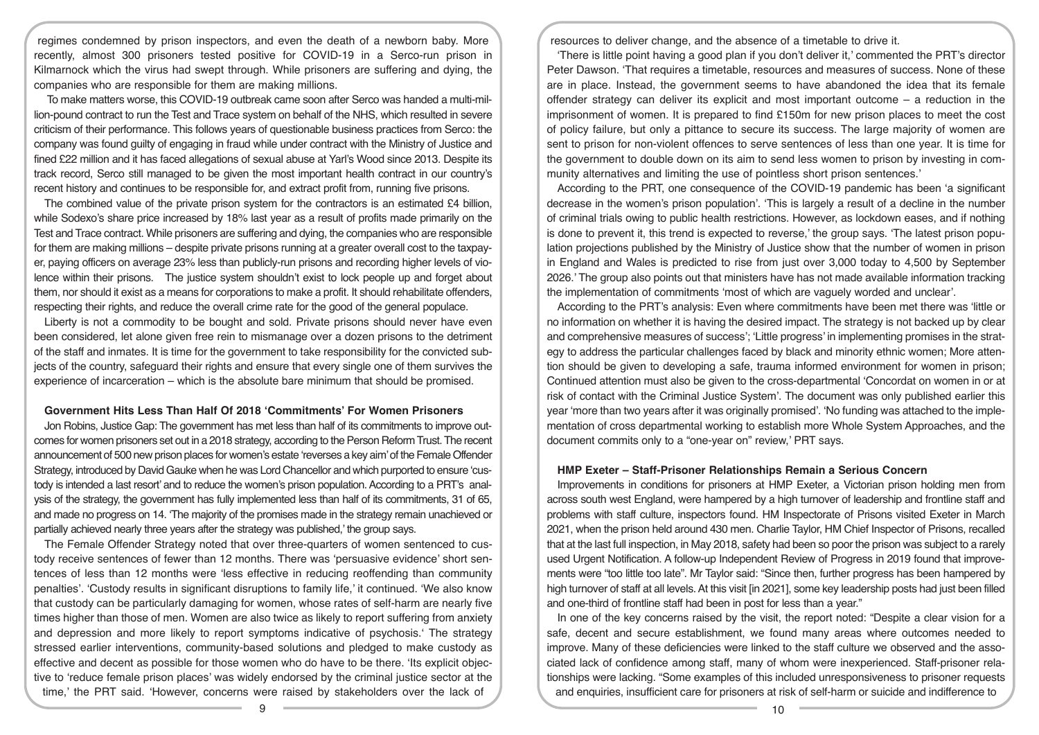regimes condemned by prison inspectors, and even the death of a newborn baby. More recently, almost 300 prisoners tested positive for COVID-19 in a Serco-run prison in Kilmarnock which the virus had swept through. While prisoners are suffering and dying, the companies who are responsible for them are making millions.

To make matters worse, this COVID-19 outbreak came soon after Serco was handed a multi-million-pound contract to run the Test and Trace system on behalf of the NHS, which resulted in severe criticism of their performance. This follows years of questionable business practices from Serco: the company was found guilty of engaging in fraud while under contract with the Ministry of Justice and fined £22 million and it has faced allegations of sexual abuse at Yarl's Wood since 2013. Despite its track record, Serco still managed to be given the most important health contract in our country's recent history and continues to be responsible for, and extract profit from, running five prisons.

The combined value of the private prison system for the contractors is an estimated £4 billion, while Sodexo's share price increased by 18% last year as a result of profits made primarily on the Test and Trace contract. While prisoners are suffering and dying, the companies who are responsible for them are making millions – despite private prisons running at a greater overall cost to the taxpayer, paying officers on average 23% less than publicly-run prisons and recording higher levels of violence within their prisons. The justice system shouldn't exist to lock people up and forget about them, nor should it exist as a means for corporations to make a profit. It should rehabilitate offenders, respecting their rights, and reduce the overall crime rate for the good of the general populace.

Liberty is not a commodity to be bought and sold. Private prisons should never have even been considered, let alone given free rein to mismanage over a dozen prisons to the detriment of the staff and inmates. It is time for the government to take responsibility for the convicted subjects of the country, safeguard their rights and ensure that every single one of them survives the experience of incarceration – which is the absolute bare minimum that should be promised.

**Government Hits Less Than Half Of 2018 'Commitments' For Women Prisoners**

Jon Robins, Justice Gap: The government has met less than half of its commitments to improve outcomes for women prisoners set out in a 2018 strategy, according to the Person Reform Trust. The recent announcement of 500 new prison places for women's estate 'reverses a key aim' of the Female Offender Strategy, introduced by David Gauke when he was Lord Chancellor and which purported to ensure 'custody is intended a last resort' and to reduce the women's prison population. According to a PRT's analysis of the strategy, the government has fully implemented less than half of its commitments, 31 of 65, and made no progress on 14. 'The majority of the promises made in the strategy remain unachieved or partially achieved nearly three years after the strategy was published,' the group says.

The Female Offender Strategy noted that over three-quarters of women sentenced to custody receive sentences of fewer than 12 months. There was 'persuasive evidence' short sentences of less than 12 months were 'less effective in reducing reoffending than community penalties'. 'Custody results in significant disruptions to family life,' it continued. 'We also know that custody can be particularly damaging for women, whose rates of self-harm are nearly five times higher than those of men. Women are also twice as likely to report suffering from anxiety and depression and more likely to report symptoms indicative of psychosis.' The strategy stressed earlier interventions, community-based solutions and pledged to make custody as effective and decent as possible for those women who do have to be there. 'Its explicit objective to 'reduce female prison places' was widely endorsed by the criminal justice sector at the time,' the PRT said. 'However, concerns were raised by stakeholders over the lack of resources to deliver change, and the absence of a timetable to drive it.

'There is little point having a good plan if you don't deliver it,' commented the PRT's director Peter Dawson. 'That requires a timetable, resources and measures of success. None of these are in place. Instead, the government seems to have abandoned the idea that its female offender strategy can deliver its explicit and most important outcome – a reduction in the imprisonment of women. It is prepared to find £150m for new prison places to meet the cost of policy failure, but only a pittance to secure its success. The large majority of women are sent to prison for non-violent offences to serve sentences of less than one year. It is time for the government to double down on its aim to send less women to prison by investing in community alternatives and limiting the use of pointless short prison sentences.'

According to the PRT, one consequence of the COVID-19 pandemic has been 'a significant decrease in the women's prison population'. 'This is largely a result of a decline in the number of criminal trials owing to public health restrictions. However, as lockdown eases, and if nothing is done to prevent it, this trend is expected to reverse,' the group says. 'The latest prison population projections published by the Ministry of Justice show that the number of women in prison in England and Wales is predicted to rise from just over 3,000 today to 4,500 by September 2026.' The group also points out that ministers have has not made available information tracking the implementation of commitments 'most of which are vaguely worded and unclear'.

According to the PRT's analysis: Even where commitments have been met there was 'little or no information on whether it is having the desired impact. The strategy is not backed up by clear and comprehensive measures of success'; 'Little progress' in implementing promises in the strategy to address the particular challenges faced by black and minority ethnic women; More attention should be given to developing a safe, trauma informed environment for women in prison; Continued attention must also be given to the cross-departmental 'Concordat on women in or at risk of contact with the Criminal Justice System'. The document was only published earlier this year 'more than two years after it was originally promised'. 'No funding was attached to the implementation of cross departmental working to establish more Whole System Approaches, and the document commits only to a "one-year on" review,' PRT says.

**HMP Exeter – Staff-Prisoner Relationships Remain a Serious Concern**

Improvements in conditions for prisoners at HMP Exeter, a Victorian prison holding men from across south west England, were hampered by a high turnover of leadership and frontline staff and problems with staff culture, inspectors found. HM Inspectorate of Prisons visited Exeter in March 2021, when the prison held around 430 men. Charlie Taylor, HM Chief Inspector of Prisons, recalled that at the last full inspection, in May 2018, safety had been so poor the prison was subject to a rarely used Urgent Notification. A follow-up Independent Review of Progress in 2019 found that improvements were "too little too late". Mr Taylor said: "Since then, further progress has been hampered by high turnover of staff at all levels. At this visit [in 2021], some key leadership posts had just been filled and one-third of frontline staff had been in post for less than a year."

In one of the key concerns raised by the visit, the report noted: "Despite a clear vision for a safe, decent and secure establishment, we found many areas where outcomes needed to improve. Many of these deficiencies were linked to the staff culture we observed and the associated lack of confidence among staff, many of whom were inexperienced. Staff-prisoner relationships were lacking. "Some examples of this included unresponsiveness to prisoner requests and enquiries, insufficient care for prisoners at risk of self-harm or suicide and indifference to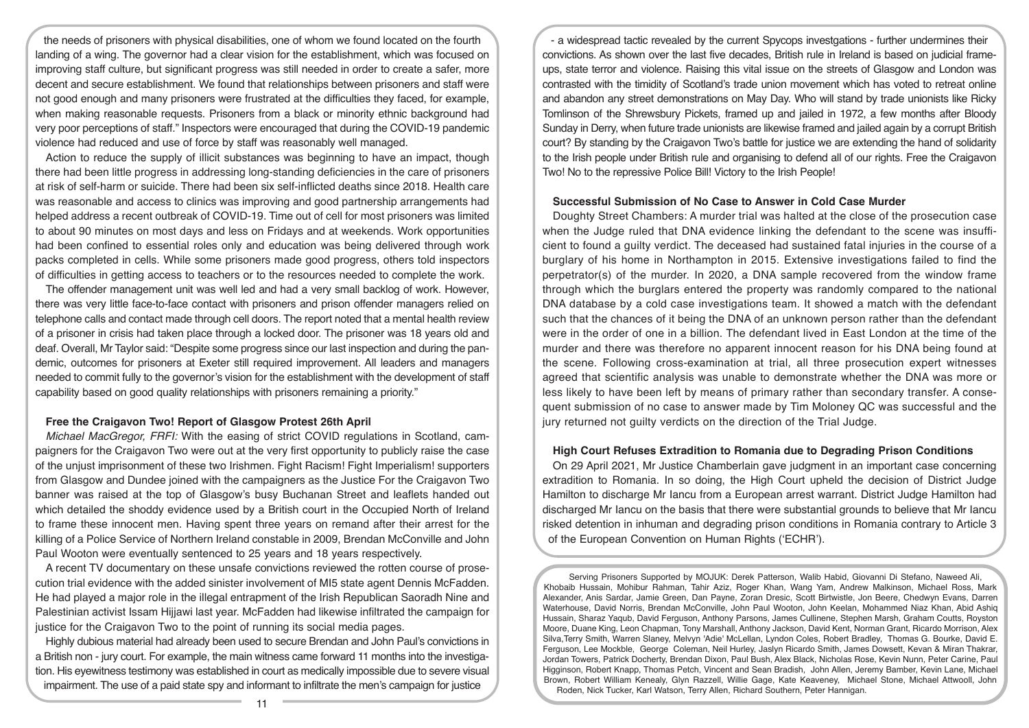the needs of prisoners with physical disabilities, one of whom we found located on the fourth landing of a wing. The governor had a clear vision for the establishment, which was focused on improving staff culture, but significant progress was still needed in order to create a safer, more decent and secure establishment. We found that relationships between prisoners and staff were not good enough and many prisoners were frustrated at the difficulties they faced, for example, when making reasonable requests. Prisoners from a black or minority ethnic background had very poor perceptions of staff." Inspectors were encouraged that during the COVID-19 pandemic violence had reduced and use of force by staff was reasonably well managed.

Action to reduce the supply of illicit substances was beginning to have an impact, though there had been little progress in addressing long-standing deficiencies in the care of prisoners at risk of self-harm or suicide. There had been six self-inflicted deaths since 2018. Health care was reasonable and access to clinics was improving and good partnership arrangements had helped address a recent outbreak of COVID-19. Time out of cell for most prisoners was limited to about 90 minutes on most days and less on Fridays and at weekends. Work opportunities had been confined to essential roles only and education was being delivered through work packs completed in cells. While some prisoners made good progress, others told inspectors of difficulties in getting access to teachers or to the resources needed to complete the work.

The offender management unit was well led and had a very small backlog of work. However, there was very little face-to-face contact with prisoners and prison offender managers relied on telephone calls and contact made through cell doors. The report noted that a mental health review of a prisoner in crisis had taken place through a locked door. The prisoner was 18 years old and deaf. Overall, Mr Taylor said: "Despite some progress since our last inspection and during the pandemic, outcomes for prisoners at Exeter still required improvement. All leaders and managers needed to commit fully to the governor's vision for the establishment with the development of staff capability based on good quality relationships with prisoners remaining a priority."

### Free the Craigavon Two! Report of Glasgow Protest 26th April

*Michael MacGregor, FRFI:* With the easing of strict COVID regulations in Scotland, campaigners for the Craigavon Two were out at the very first opportunity to publicly raise the case of the unjust imprisonment of these two Irishmen. Fight Racism! Fight Imperialism! supporters from Glasgow and Dundee joined with the campaigners as the Justice For the Craigavon Two banner was raised at the top of Glasgow's busy Buchanan Street and leaflets handed out which detailed the shoddy evidence used by a British court in the Occupied North of Ireland to frame these innocent men. Having spent three years on remand after their arrest for the killing of a Police Service of Northern Ireland constable in 2009, Brendan McConville and John Paul Wooton were eventually sentenced to 25 years and 18 years respectively.

A recent TV documentary on these unsafe convictions reviewed the rotten course of prosecution trial evidence with the added sinister involvement of MI5 state agent Dennis McFadden. He had played a major role in the illegal entrapment of the Irish Republican Saoradh Nine and Palestinian activist Issam Hijjawi last year. McFadden had likewise infiltrated the campaign for justice for the Craigavon Two to the point of running its social media pages.

Highly dubious material had already been used to secure Brendan and John Paul's convictions in a British non - jury court. For example, the main witness came forward 11 months into the investigation. His eyewitness testimony was established in court as medically impossible due to severe visual impairment. The use of a paid state spy and informant to infiltrate the men's campaign for justice - a widespread tactic revealed by the current Spycops investgations - further undermines their convictions. As shown over the last five decades, British rule in Ireland is based on judicial frame-ups, state terror and violence. Raising this vital issue on the streets of Glasgow and London was contrasted with the timidity of Scotland's trade union movement which has voted to retreat online and abandon any street demonstrations on May Day. Who will stand by trade unionists like Ricky Tomlinson of the Shrewsbury Pickets, framed up and jailed in 1972, a few months after Bloody Sunday in Derry, when future trade unionists are likewise framed and jailed again by a corrupt British court? By standing by the Craigavon Two's battle for justice we are extending the hand of solidarity to the Irish people under British rule and organising to defend all of our rights. Free the Craigavon Two! No to the repressive Police Bill! Victory to the Irish People!

### Successful Submission of No Case to Answer in Cold Case Murder

Doughty Street Chambers: A murder trial was halted at the close of the prosecution case when the Judge ruled that DNA evidence linking the defendant to the scene was insufficient to found a guilty verdict. The deceased had sustained fatal injuries in the course of a burglary of his home in Northampton in 2015. Extensive investigations failed to find the perpetrator(s) of the murder. In 2020, a DNA sample recovered from the window frame through which the burglars entered the property was randomly compared to the national DNA database by a cold case investigations team. It showed a match with the defendant such that the chances of it being the DNA of an unknown person rather than the defendant were in the order of one in a billion. The defendant lived in East London at the time of the murder and there was therefore no apparent innocent reason for his DNA being found at the scene. Following cross-examination at trial, all three prosecution expert witnesses agreed that scientific analysis was unable to demonstrate whether the DNA was more or less likely to have been left by means of primary rather than secondary transfer. A consequent submission of no case to answer made by Tim Moloney QC was successful and the jury returned not guilty verdicts on the direction of the Trial Judge.

### High Court Refuses Extradition to Romania due to Degrading Prison Conditions

On 29 April 2021, Mr Justice Chamberlain gave judgment in an important case concerning extradition to Romania. In so doing, the High Court upheld the decision of District Judge Hamilton to discharge Mr Iancu from a European arrest warrant. District Judge Hamilton had discharged Mr Iancu on the basis that there were substantial grounds to believe that Mr Iancu risked detention in inhuman and degrading prison conditions in Romania contrary to Article 3 of the European Convention on Human Rights ('ECHR').

Serving Prisoners Supported by MOJUK: Derek Patterson, Walib Habid, Giovanni Di Stefano, Naweed Ali, Khobaib Hussain, Mohibur Rahman, Tahir Aziz, Roger Khan, Wang Yam, Andrew Malkinson, Michael Ross, Mark Alexander, Anis Sardar, Jamie Green, Dan Payne, Zoran Dresic, Scott Birtwistle, Jon Beere, Chedwyn Evans, Darren Waterhouse, David Norris, Brendan McConville, John Paul Wooton, John Keelan, Mohammed Niaz Khan, Abid Ashiq Hussain, Sharaz Yaqub, David Ferguson, Anthony Parsons, James Cullinene, Stephen Marsh, Graham Coutts, Royston Moore, Duane King, Leon Chapman, Tony Marshall, Anthony Jackson, David Kent, Norman Grant, Ricardo Morrison, Alex Silva,Terry Smith, Warren Slaney, Melvyn 'Adie' McLellan, Lyndon Coles, Robert Bradley, Thomas G. Bourke, David E. Ferguson, Lee Mockble, George Coleman, Neil Hurley, Jaslyn Ricardo Smith, James Dowsett, Kevan & Miran Thakrar, Jordan Towers, Patrick Docherty, Brendan Dixon, Paul Bush, Alex Black, Nicholas Rose, Kevin Nunn, Peter Carine, Paul Higginson, Robert Knapp, Thomas Petch, Vincent and Sean Bradish, John Allen, Jeremy Bamber, Kevin Lane, Michael Brown, Robert William Kenealy, Glyn Razzell, Willie Gage, Kate Keaveney, Michael Stone, Michael Attwooll, John Roden, Nick Tucker, Karl Watson, Terry Allen, Richard Southern, Peter Hannigan.